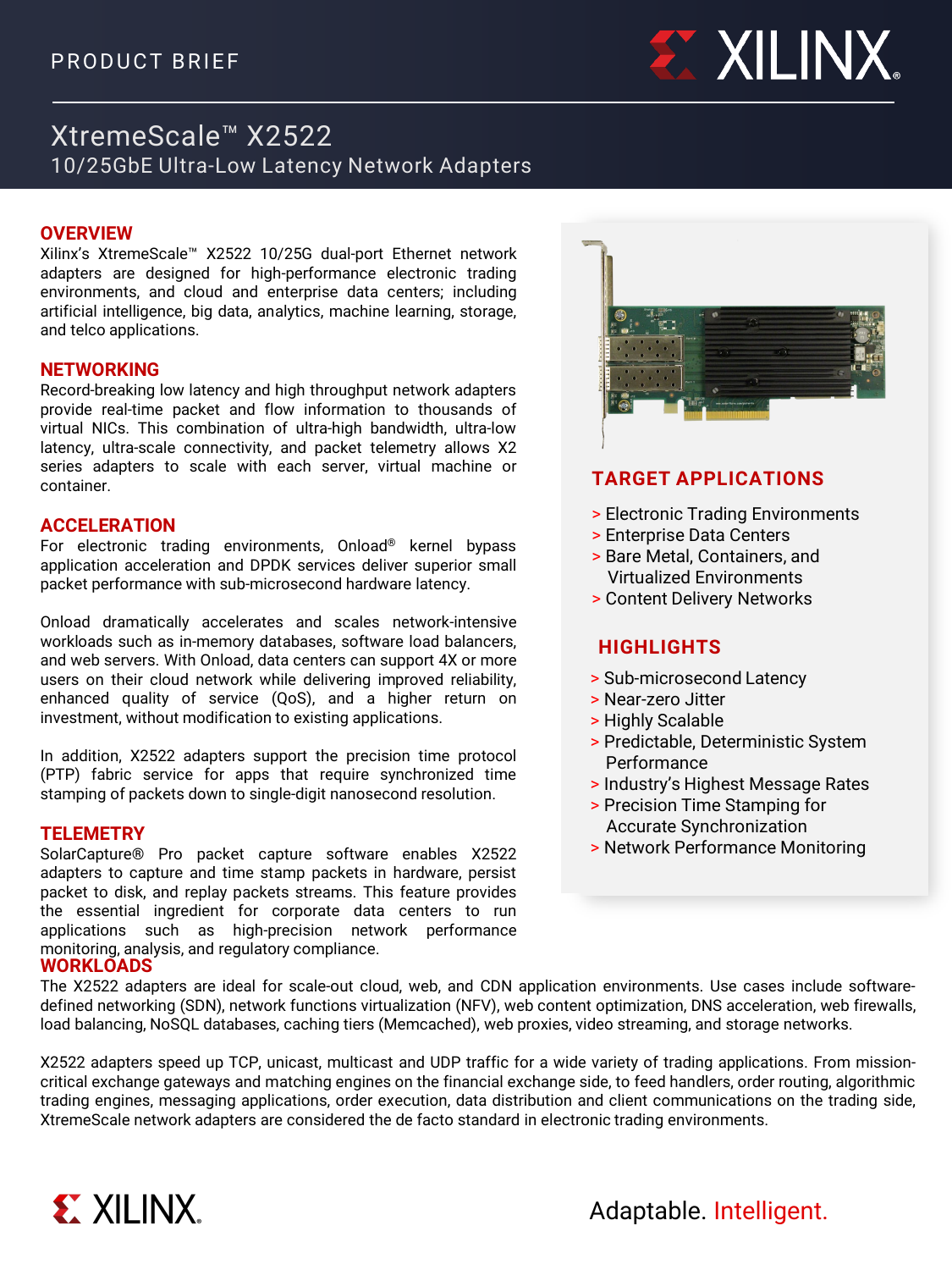PRODUCT BRIEF

# XtremeScale™ X2522

## 10/25GbE Ultra-Low Latency Network Adapters

### OVERVIEW

Xilinx's XtremeScale™ X2522 10/25G dual-port Ethernet network adapters are designed for high-performance electronic trading environments, and cloud and enterprise data centers; including artificial intelligence, big data, analytics, machine learning, storage, and telco applications.

### NETWORKING

Record-breaking low latency and high throughput network adapters provide real-time packet and flow information to thousands of virtual NICs. This combination of ultra-high bandwidth, ultra-low latency, ultra-scale connectivity, and packet telemetry allows X2 series adapters to scale with each server, virtual machine or container.

### ACCELERATION

For electronic trading environments, Onload® kernel bypass application acceleration and DPDK services deliver superior small packet performance with sub-microsecond hardware latency.

Onload dramatically accelerates and scales network-intensive workloads such as in-memory databases, software load balancers, and web servers. With Onload, data centers can support 4X or more users on their cloud network while delivering improved reliability, enhanced quality of service (QoS), and a higher return on investment, without modification to existing applications.

In addition, X2522 adapters support the precision time protocol (PTP) fabric service for apps that require synchronized time stamping of packets down to single-digit nanosecond resolution.

### TELEMETRY

SolarCapture® Pro packet capture software enables X2522 adapters to capture and time stamp packets in hardware, persist packet to disk, and replay packets streams. This feature provides the essential ingredient for corporate data centers to run applications such as high-precision network performance monitoring, analysis, and regulatory compliance.

### TARGET APPLICATIONS

- Electronic Trading Environments
- Enterprise Data Centers
- Bare Metal, Containers, and Virtualized Environments
- Content Delivery Networks

### HIGHLIGHTS

- Sub-microsecond Latency
- Near-zero Jitter
- Highly Scalable
- Predictable, Deterministic System Performance
- Industry's Highest Message Rates
- Precision Time Stamping for Accurate Synchronization
- Network Performance Monitoring

### WORKLOADS

The X2522 adapters are ideal for scale-out cloud, web, and CDN application environments. Use cases include software-defined networking (SDN), network functions virtualization (NFV), web content optimization, DNS acceleration, web firewalls, load balancing, NoSQL databases, caching tiers (Memcached), web proxies, video streaming, and storage networks.

X2522 adapters speed up TCP, unicast, multicast and UDP traffic for a wide variety of trading applications. From mission-critical exchange gateways and matching engines on the financial exchange side, to feed handlers, order routing, algorithmic trading engines, messaging applications, order execution, data distribution and client communications on the trading side, XtremeScale network adapters are considered the de facto standard in electronic trading environments.

Adaptable. Intelligent.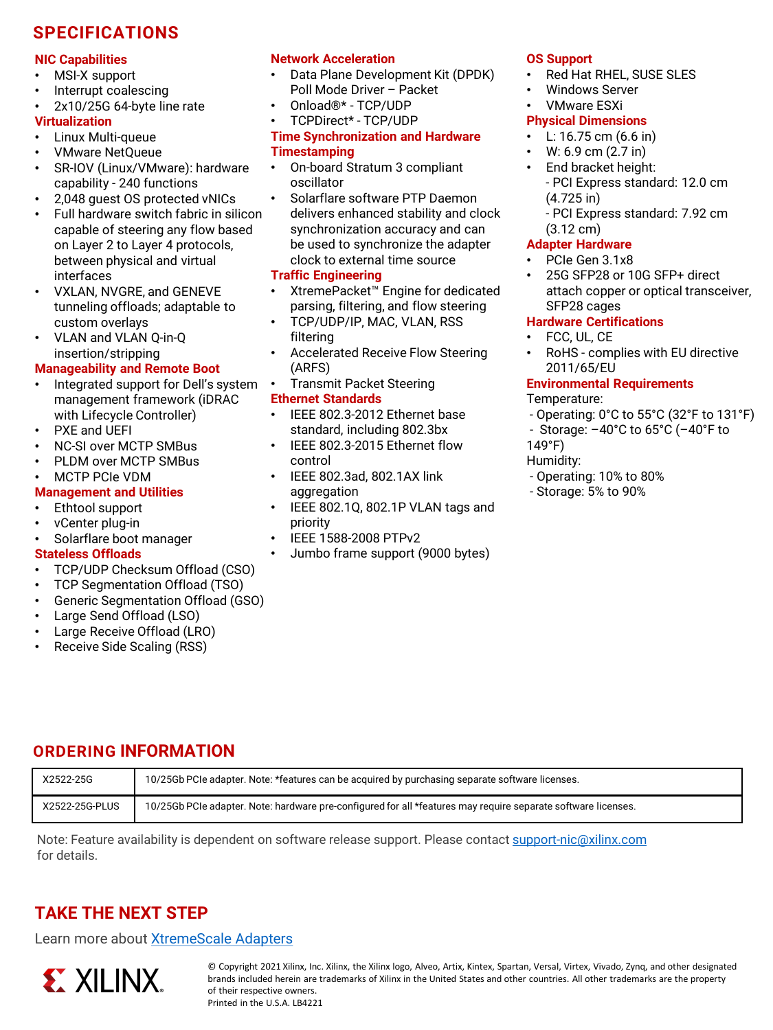# SPECIFICATIONS

### NIC Capabilities

- MSI-X support
- Interrupt coalescing
- 2x10/25G 64-byte line rate

### Virtualization

- Linux Multi-queue
- VMware NetQueue
- SR-IOV (Linux/VMware): hardware capability - 240 functions
- 2,048 guest OS protected vNICs
- Full hardware switch fabric in silicon capable of steering any flow based on Layer 2 to Layer 4 protocols, between physical and virtual interfaces
- VXLAN, NVGRE, and GENEVE tunneling offloads; adaptable to custom overlays
- VLAN and VLAN Q-in-Q insertion/stripping

### Manageability and Remote Boot

- Integrated support for Dell's system management framework (iDRAC with Lifecycle Controller)
- PXE and UEFI
- NC-SI over MCTP SMBus
- PLDM over MCTP SMBus
- MCTP PCIe VDM

### Management and Utilities

- Ethtool support
- vCenter plug-in
- Solarflare boot manager

### Stateless Offloads

- TCP/UDP Checksum Offload (CSO)
- TCP Segmentation Offload (TSO)
- Generic Segmentation Offload (GSO)
- Large Send Offload (LSO)
- Large Receive Offload (LRO)
- Receive Side Scaling (RSS)

### Network Acceleration

- Data Plane Development Kit (DPDK) Poll Mode Driver – Packet
- Onload®* - TCP/UDP
- TCPDirect* - TCP/UDP

### Time Synchronization and Hardware Timestamping

- On-board Stratum 3 compliant oscillator
- Solarflare software PTP Daemon delivers enhanced stability and clock synchronization accuracy and can be used to synchronize the adapter clock to external time source

### Traffic Engineering

- XtremePacket™ Engine for dedicated parsing, filtering, and flow steering
- TCP/UDP/IP, MAC, VLAN, RSS filtering
- Accelerated Receive Flow Steering (ARFS)
- Transmit Packet Steering

### Ethernet Standards

- IEEE 802.3-2012 Ethernet base standard, including 802.3bx
- IEEE 802.3-2015 Ethernet flow control
- IEEE 802.3ad, 802.1AX link aggregation
- IEEE 802.1Q, 802.1P VLAN tags and priority
- IEEE 1588-2008 PTPv2
- Jumbo frame support (9000 bytes)

### OS Support

- Red Hat RHEL, SUSE SLES
- Windows Server
- VMware ESXi

### Physical Dimensions

- L: 16.75 cm (6.6 in)
- W: 6.9 cm (2.7 in)
- End bracket height:
  - PCI Express standard: 12.0 cm (4.725 in)
  - PCI Express standard: 7.92 cm (3.12 cm)

### Adapter Hardware

- PCIe Gen 3.1x8
- 25G SFP28 or 10G SFP+ direct attach copper or optical transceiver, SFP28 cages

### Hardware Certifications

- FCC, UL, CE
- RoHS - complies with EU directive 2011/65/EU

### Environmental Requirements

Temperature:
- Operating: 0°C to 55°C (32°F to 131°F)
- Storage: –40°C to 65°C (–40°F to 149°F)

Humidity:
- Operating: 10% to 80%
- Storage: 5% to 90%

# ORDERING INFORMATION

| | |
|---|---|
| X2522-25G | 10/25Gb PCIe adapter. Note: *features can be acquired by purchasing separate software licenses. |
| X2522-25G-PLUS | 10/25Gb PCIe adapter. Note: hardware pre-configured for all *features may require separate software licenses. |

Note: Feature availability is dependent on software release support. Please contact support-nic@xilinx.com for details.

# TAKE THE NEXT STEP

Learn more about XtremeScale Adapters

XILINX

© Copyright 2021 Xilinx, Inc. Xilinx, the Xilinx logo, Alveo, Artix, Kintex, Spartan, Versal, Virtex, Vivado, Zynq, and other designated brands included herein are trademarks of Xilinx in the United States and other countries. All other trademarks are the property of their respective owners.
Printed in the U.S.A. LB4221